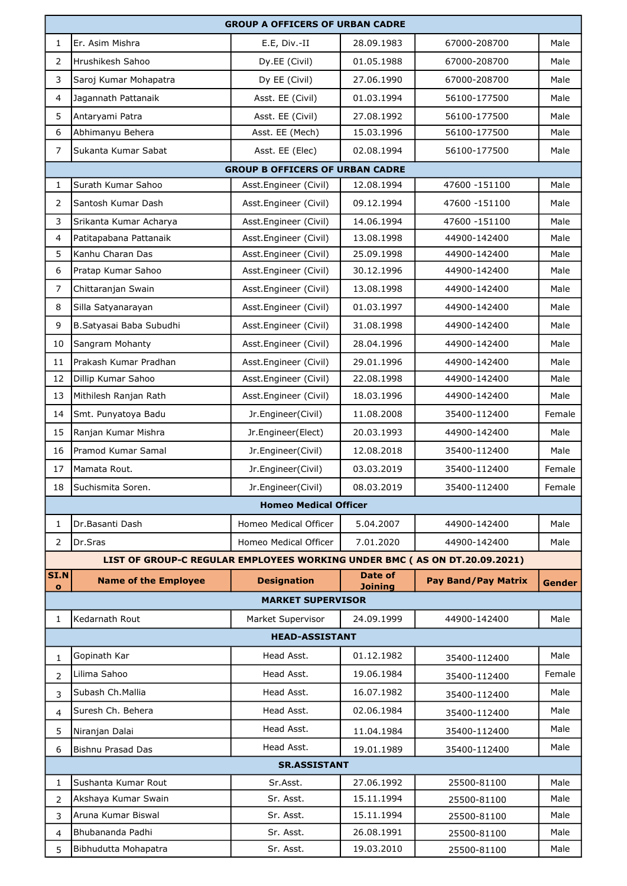| GROUP A OFFICERS OF URBAN CADRE | | | | | |
|---|---|---|---|---|---|
| 1 | Er. Asim Mishra | E.E, Div.-II | 28.09.1983 | 67000-208700 | Male |
| 2 | Hrushikesh Sahoo | Dy.EE (Civil) | 01.05.1988 | 67000-208700 | Male |
| 3 | Saroj Kumar Mohapatra | Dy EE (Civil) | 27.06.1990 | 67000-208700 | Male |
| 4 | Jagannath Pattanaik | Asst. EE (Civil) | 01.03.1994 | 56100-177500 | Male |
| 5 | Antaryami Patra | Asst. EE (Civil) | 27.08.1992 | 56100-177500 | Male |
| 6 | Abhimanyu Behera | Asst. EE (Mech) | 15.03.1996 | 56100-177500 | Male |
| 7 | Sukanta Kumar Sabat | Asst. EE (Elec) | 02.08.1994 | 56100-177500 | Male |
| **GROUP B OFFICERS OF URBAN CADRE** | | | | | |
| 1 | Surath Kumar Sahoo | Asst.Engineer (Civil) | 12.08.1994 | 47600 -151100 | Male |
| 2 | Santosh Kumar Dash | Asst.Engineer (Civil) | 09.12.1994 | 47600 -151100 | Male |
| 3 | Srikanta Kumar Acharya | Asst.Engineer (Civil) | 14.06.1994 | 47600 -151100 | Male |
| 4 | Patitapabana Pattanaik | Asst.Engineer (Civil) | 13.08.1998 | 44900-142400 | Male |
| 5 | Kanhu Charan Das | Asst.Engineer (Civil) | 25.09.1998 | 44900-142400 | Male |
| 6 | Pratap Kumar Sahoo | Asst.Engineer (Civil) | 30.12.1996 | 44900-142400 | Male |
| 7 | Chittaranjan Swain | Asst.Engineer (Civil) | 13.08.1998 | 44900-142400 | Male |
| 8 | Silla Satyanarayan | Asst.Engineer (Civil) | 01.03.1997 | 44900-142400 | Male |
| 9 | B.Satyasai Baba Subudhi | Asst.Engineer (Civil) | 31.08.1998 | 44900-142400 | Male |
| 10 | Sangram Mohanty | Asst.Engineer (Civil) | 28.04.1996 | 44900-142400 | Male |
| 11 | Prakash Kumar Pradhan | Asst.Engineer (Civil) | 29.01.1996 | 44900-142400 | Male |
| 12 | Dillip Kumar Sahoo | Asst.Engineer (Civil) | 22.08.1998 | 44900-142400 | Male |
| 13 | Mithilesh Ranjan Rath | Asst.Engineer (Civil) | 18.03.1996 | 44900-142400 | Male |
| 14 | Smt. Punyatoya Badu | Jr.Engineer(Civil) | 11.08.2008 | 35400-112400 | Female |
| 15 | Ranjan Kumar Mishra | Jr.Engineer(Elect) | 20.03.1993 | 44900-142400 | Male |
| 16 | Pramod Kumar Samal | Jr.Engineer(Civil) | 12.08.2018 | 35400-112400 | Male |
| 17 | Mamata Rout. | Jr.Engineer(Civil) | 03.03.2019 | 35400-112400 | Female |
| 18 | Suchismita Soren. | Jr.Engineer(Civil) | 08.03.2019 | 35400-112400 | Female |
| **Homeo Medical Officer** | | | | | |
| 1 | Dr.Basanti Dash | Homeo Medical Officer | 5.04.2007 | 44900-142400 | Male |
| 2 | Dr.Sras | Homeo Medical Officer | 7.01.2020 | 44900-142400 | Male |

**LIST OF GROUP-C REGULAR EMPLOYEES WORKING UNDER BMC ( AS ON DT.20.09.2021)**

| SI.No | Name of the Employee | Designation | Date of Joining | Pay Band/Pay Matrix | Gender |
|---|---|---|---|---|---|
| **MARKET SUPERVISOR** | | | | | |
| 1 | Kedarnath Rout | Market Supervisor | 24.09.1999 | 44900-142400 | Male |
| **HEAD-ASSISTANT** | | | | | |
| 1 | Gopinath Kar | Head Asst. | 01.12.1982 | 35400-112400 | Male |
| 2 | Lilima Sahoo | Head Asst. | 19.06.1984 | 35400-112400 | Female |
| 3 | Subash Ch.Mallia | Head Asst. | 16.07.1982 | 35400-112400 | Male |
| 4 | Suresh Ch. Behera | Head Asst. | 02.06.1984 | 35400-112400 | Male |
| 5 | Niranjan Dalai | Head Asst. | 11.04.1984 | 35400-112400 | Male |
| 6 | Bishnu Prasad Das | Head Asst. | 19.01.1989 | 35400-112400 | Male |
| **SR.ASSISTANT** | | | | | |
| 1 | Sushanta Kumar Rout | Sr.Asst. | 27.06.1992 | 25500-81100 | Male |
| 2 | Akshaya Kumar Swain | Sr. Asst. | 15.11.1994 | 25500-81100 | Male |
| 3 | Aruna Kumar Biswal | Sr. Asst. | 15.11.1994 | 25500-81100 | Male |
| 4 | Bhubananda Padhi | Sr. Asst. | 26.08.1991 | 25500-81100 | Male |
| 5 | Bibhudutta Mohapatra | Sr. Asst. | 19.03.2010 | 25500-81100 | Male |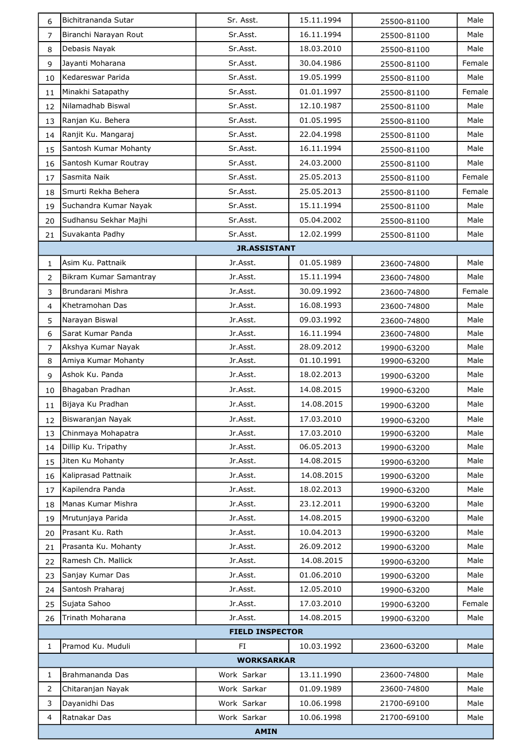| | | | | | |
|---|---|---|---|---|---|
| 6 | Bichitrananda Sutar | Sr. Asst. | 15.11.1994 | 25500-81100 | Male |
| 7 | Biranchi Narayan Rout | Sr.Asst. | 16.11.1994 | 25500-81100 | Male |
| 8 | Debasis Nayak | Sr.Asst. | 18.03.2010 | 25500-81100 | Male |
| 9 | Jayanti Moharana | Sr.Asst. | 30.04.1986 | 25500-81100 | Female |
| 10 | Kedareswar Parida | Sr.Asst. | 19.05.1999 | 25500-81100 | Male |
| 11 | Minakhi Satapathy | Sr.Asst. | 01.01.1997 | 25500-81100 | Female |
| 12 | Nilamadhab Biswal | Sr.Asst. | 12.10.1987 | 25500-81100 | Male |
| 13 | Ranjan Ku. Behera | Sr.Asst. | 01.05.1995 | 25500-81100 | Male |
| 14 | Ranjit Ku. Mangaraj | Sr.Asst. | 22.04.1998 | 25500-81100 | Male |
| 15 | Santosh Kumar Mohanty | Sr.Asst. | 16.11.1994 | 25500-81100 | Male |
| 16 | Santosh Kumar Routray | Sr.Asst. | 24.03.2000 | 25500-81100 | Male |
| 17 | Sasmita Naik | Sr.Asst. | 25.05.2013 | 25500-81100 | Female |
| 18 | Smurti Rekha Behera | Sr.Asst. | 25.05.2013 | 25500-81100 | Female |
| 19 | Suchandra Kumar Nayak | Sr.Asst. | 15.11.1994 | 25500-81100 | Male |
| 20 | Sudhansu Sekhar Majhi | Sr.Asst. | 05.04.2002 | 25500-81100 | Male |
| 21 | Suvakanta Padhy | Sr.Asst. | 12.02.1999 | 25500-81100 | Male |
| **JR.ASSISTANT** | | | | | |
| 1 | Asim Ku. Pattnaik | Jr.Asst. | 01.05.1989 | 23600-74800 | Male |
| 2 | Bikram Kumar Samantray | Jr.Asst. | 15.11.1994 | 23600-74800 | Male |
| 3 | Brundarani Mishra | Jr.Asst. | 30.09.1992 | 23600-74800 | Female |
| 4 | Khetramohan Das | Jr.Asst. | 16.08.1993 | 23600-74800 | Male |
| 5 | Narayan Biswal | Jr.Asst. | 09.03.1992 | 23600-74800 | Male |
| 6 | Sarat Kumar Panda | Jr.Asst. | 16.11.1994 | 23600-74800 | Male |
| 7 | Akshya Kumar Nayak | Jr.Asst. | 28.09.2012 | 19900-63200 | Male |
| 8 | Amiya Kumar Mohanty | Jr.Asst. | 01.10.1991 | 19900-63200 | Male |
| 9 | Ashok Ku. Panda | Jr.Asst. | 18.02.2013 | 19900-63200 | Male |
| 10 | Bhagaban Pradhan | Jr.Asst. | 14.08.2015 | 19900-63200 | Male |
| 11 | Bijaya Ku Pradhan | Jr.Asst. | 14.08.2015 | 19900-63200 | Male |
| 12 | Biswaranjan Nayak | Jr.Asst. | 17.03.2010 | 19900-63200 | Male |
| 13 | Chinmaya Mohapatra | Jr.Asst. | 17.03.2010 | 19900-63200 | Male |
| 14 | Dillip Ku. Tripathy | Jr.Asst. | 06.05.2013 | 19900-63200 | Male |
| 15 | Jiten Ku Mohanty | Jr.Asst. | 14.08.2015 | 19900-63200 | Male |
| 16 | Kaliprasad Pattnaik | Jr.Asst. | 14.08.2015 | 19900-63200 | Male |
| 17 | Kapilendra Panda | Jr.Asst. | 18.02.2013 | 19900-63200 | Male |
| 18 | Manas Kumar Mishra | Jr.Asst. | 23.12.2011 | 19900-63200 | Male |
| 19 | Mrutunjaya Parida | Jr.Asst. | 14.08.2015 | 19900-63200 | Male |
| 20 | Prasant Ku. Rath | Jr.Asst. | 10.04.2013 | 19900-63200 | Male |
| 21 | Prasanta Ku. Mohanty | Jr.Asst. | 26.09.2012 | 19900-63200 | Male |
| 22 | Ramesh Ch. Mallick | Jr.Asst. | 14.08.2015 | 19900-63200 | Male |
| 23 | Sanjay Kumar Das | Jr.Asst. | 01.06.2010 | 19900-63200 | Male |
| 24 | Santosh Praharaj | Jr.Asst. | 12.05.2010 | 19900-63200 | Male |
| 25 | Sujata Sahoo | Jr.Asst. | 17.03.2010 | 19900-63200 | Female |
| 26 | Trinath Moharana | Jr.Asst. | 14.08.2015 | 19900-63200 | Male |
| **FIELD INSPECTOR** | | | | | |
| 1 | Pramod Ku. Muduli | FI | 10.03.1992 | 23600-63200 | Male |
| **WORKSARKAR** | | | | | |
| 1 | Brahmananda Das | Work Sarkar | 13.11.1990 | 23600-74800 | Male |
| 2 | Chitaranjan Nayak | Work Sarkar | 01.09.1989 | 23600-74800 | Male |
| 3 | Dayanidhi Das | Work Sarkar | 10.06.1998 | 21700-69100 | Male |
| 4 | Ratnakar Das | Work Sarkar | 10.06.1998 | 21700-69100 | Male |
| **AMIN** | | | | | |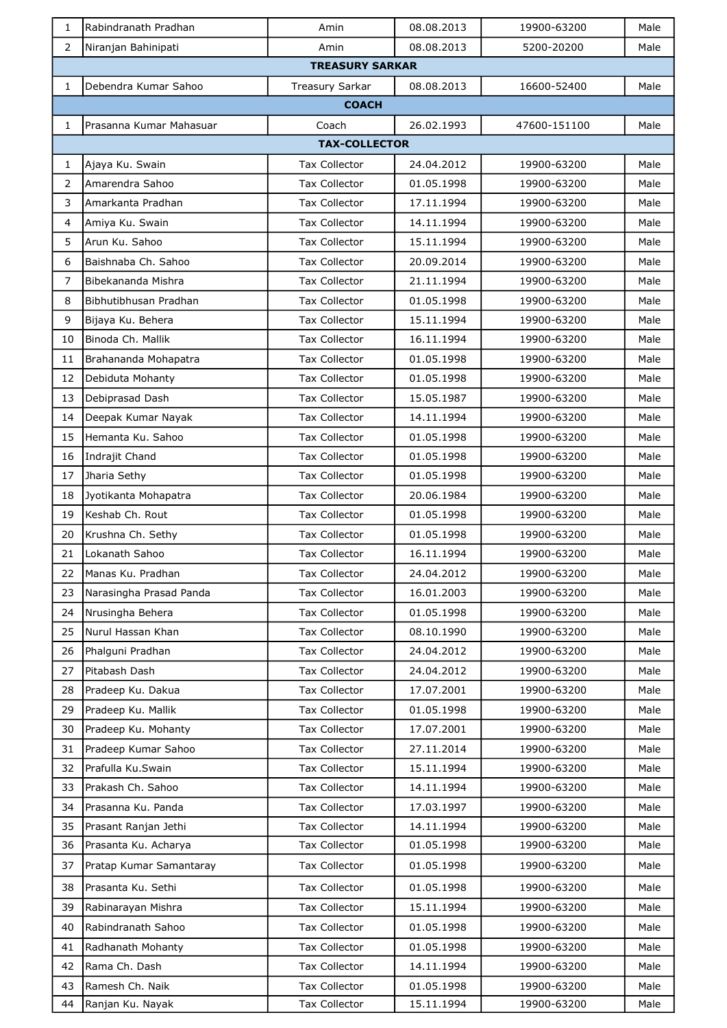| | | | | | |
|---|---|---|---|---|---|
| 1 | Rabindranath Pradhan | Amin | 08.08.2013 | 19900-63200 | Male |
| 2 | Niranjan Bahinipati | Amin | 08.08.2013 | 5200-20200 | Male |
| **TREASURY SARKAR** | | | | | |
| 1 | Debendra Kumar Sahoo | Treasury Sarkar | 08.08.2013 | 16600-52400 | Male |
| **COACH** | | | | | |
| 1 | Prasanna Kumar Mahasuar | Coach | 26.02.1993 | 47600-151100 | Male |
| **TAX-COLLECTOR** | | | | | |
| 1 | Ajaya Ku. Swain | Tax Collector | 24.04.2012 | 19900-63200 | Male |
| 2 | Amarendra Sahoo | Tax Collector | 01.05.1998 | 19900-63200 | Male |
| 3 | Amarkanta Pradhan | Tax Collector | 17.11.1994 | 19900-63200 | Male |
| 4 | Amiya Ku. Swain | Tax Collector | 14.11.1994 | 19900-63200 | Male |
| 5 | Arun Ku. Sahoo | Tax Collector | 15.11.1994 | 19900-63200 | Male |
| 6 | Baishnaba Ch. Sahoo | Tax Collector | 20.09.2014 | 19900-63200 | Male |
| 7 | Bibekananda Mishra | Tax Collector | 21.11.1994 | 19900-63200 | Male |
| 8 | Bibhutibhusan Pradhan | Tax Collector | 01.05.1998 | 19900-63200 | Male |
| 9 | Bijaya Ku. Behera | Tax Collector | 15.11.1994 | 19900-63200 | Male |
| 10 | Binoda Ch. Mallik | Tax Collector | 16.11.1994 | 19900-63200 | Male |
| 11 | Brahananda Mohapatra | Tax Collector | 01.05.1998 | 19900-63200 | Male |
| 12 | Debiduta Mohanty | Tax Collector | 01.05.1998 | 19900-63200 | Male |
| 13 | Debiprasad Dash | Tax Collector | 15.05.1987 | 19900-63200 | Male |
| 14 | Deepak Kumar Nayak | Tax Collector | 14.11.1994 | 19900-63200 | Male |
| 15 | Hemanta Ku. Sahoo | Tax Collector | 01.05.1998 | 19900-63200 | Male |
| 16 | Indrajit Chand | Tax Collector | 01.05.1998 | 19900-63200 | Male |
| 17 | Jharia Sethy | Tax Collector | 01.05.1998 | 19900-63200 | Male |
| 18 | Jyotikanta Mohapatra | Tax Collector | 20.06.1984 | 19900-63200 | Male |
| 19 | Keshab Ch. Rout | Tax Collector | 01.05.1998 | 19900-63200 | Male |
| 20 | Krushna Ch. Sethy | Tax Collector | 01.05.1998 | 19900-63200 | Male |
| 21 | Lokanath Sahoo | Tax Collector | 16.11.1994 | 19900-63200 | Male |
| 22 | Manas Ku. Pradhan | Tax Collector | 24.04.2012 | 19900-63200 | Male |
| 23 | Narasingha Prasad Panda | Tax Collector | 16.01.2003 | 19900-63200 | Male |
| 24 | Nrusingha Behera | Tax Collector | 01.05.1998 | 19900-63200 | Male |
| 25 | Nurul Hassan Khan | Tax Collector | 08.10.1990 | 19900-63200 | Male |
| 26 | Phalguni Pradhan | Tax Collector | 24.04.2012 | 19900-63200 | Male |
| 27 | Pitabash Dash | Tax Collector | 24.04.2012 | 19900-63200 | Male |
| 28 | Pradeep Ku. Dakua | Tax Collector | 17.07.2001 | 19900-63200 | Male |
| 29 | Pradeep Ku. Mallik | Tax Collector | 01.05.1998 | 19900-63200 | Male |
| 30 | Pradeep Ku. Mohanty | Tax Collector | 17.07.2001 | 19900-63200 | Male |
| 31 | Pradeep Kumar Sahoo | Tax Collector | 27.11.2014 | 19900-63200 | Male |
| 32 | Prafulla Ku.Swain | Tax Collector | 15.11.1994 | 19900-63200 | Male |
| 33 | Prakash Ch. Sahoo | Tax Collector | 14.11.1994 | 19900-63200 | Male |
| 34 | Prasanna Ku. Panda | Tax Collector | 17.03.1997 | 19900-63200 | Male |
| 35 | Prasant Ranjan Jethi | Tax Collector | 14.11.1994 | 19900-63200 | Male |
| 36 | Prasanta Ku. Acharya | Tax Collector | 01.05.1998 | 19900-63200 | Male |
| 37 | Pratap Kumar Samantaray | Tax Collector | 01.05.1998 | 19900-63200 | Male |
| 38 | Prasanta Ku. Sethi | Tax Collector | 01.05.1998 | 19900-63200 | Male |
| 39 | Rabinarayan Mishra | Tax Collector | 15.11.1994 | 19900-63200 | Male |
| 40 | Rabindranath Sahoo | Tax Collector | 01.05.1998 | 19900-63200 | Male |
| 41 | Radhanath Mohanty | Tax Collector | 01.05.1998 | 19900-63200 | Male |
| 42 | Rama Ch. Dash | Tax Collector | 14.11.1994 | 19900-63200 | Male |
| 43 | Ramesh Ch. Naik | Tax Collector | 01.05.1998 | 19900-63200 | Male |
| 44 | Ranjan Ku. Nayak | Tax Collector | 15.11.1994 | 19900-63200 | Male |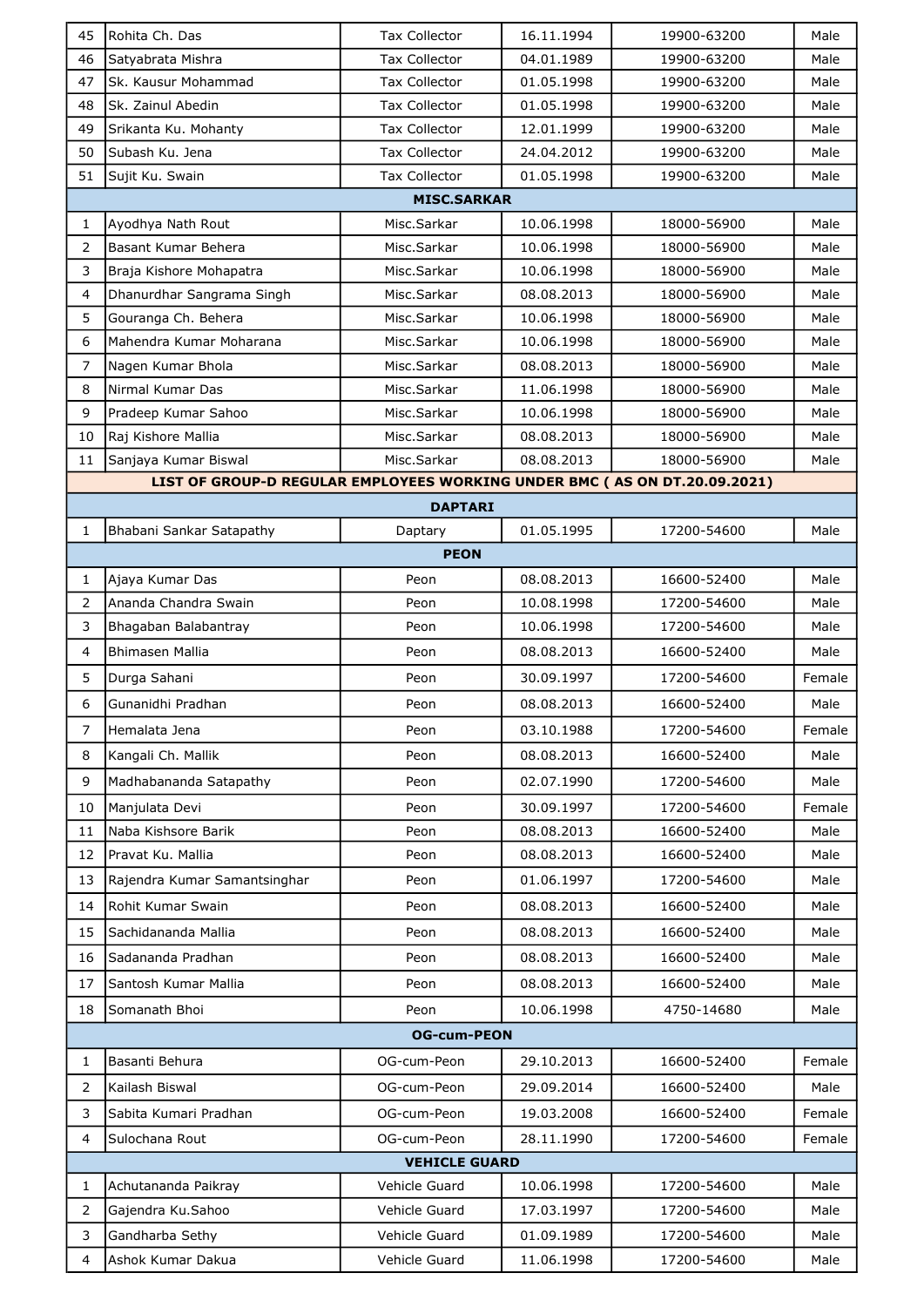| | | | | | |
|---|---|---|---|---|---|
| 45 | Rohita Ch. Das | Tax Collector | 16.11.1994 | 19900-63200 | Male |
| 46 | Satyabrata Mishra | Tax Collector | 04.01.1989 | 19900-63200 | Male |
| 47 | Sk. Kausur Mohammad | Tax Collector | 01.05.1998 | 19900-63200 | Male |
| 48 | Sk. Zainul Abedin | Tax Collector | 01.05.1998 | 19900-63200 | Male |
| 49 | Srikanta Ku. Mohanty | Tax Collector | 12.01.1999 | 19900-63200 | Male |
| 50 | Subash Ku. Jena | Tax Collector | 24.04.2012 | 19900-63200 | Male |
| 51 | Sujit Ku. Swain | Tax Collector | 01.05.1998 | 19900-63200 | Male |
| **MISC.SARKAR** | | | | | |
| 1 | Ayodhya Nath Rout | Misc.Sarkar | 10.06.1998 | 18000-56900 | Male |
| 2 | Basant Kumar Behera | Misc.Sarkar | 10.06.1998 | 18000-56900 | Male |
| 3 | Braja Kishore Mohapatra | Misc.Sarkar | 10.06.1998 | 18000-56900 | Male |
| 4 | Dhanurdhar Sangrama Singh | Misc.Sarkar | 08.08.2013 | 18000-56900 | Male |
| 5 | Gouranga Ch. Behera | Misc.Sarkar | 10.06.1998 | 18000-56900 | Male |
| 6 | Mahendra Kumar Moharana | Misc.Sarkar | 10.06.1998 | 18000-56900 | Male |
| 7 | Nagen Kumar Bhola | Misc.Sarkar | 08.08.2013 | 18000-56900 | Male |
| 8 | Nirmal Kumar Das | Misc.Sarkar | 11.06.1998 | 18000-56900 | Male |
| 9 | Pradeep Kumar Sahoo | Misc.Sarkar | 10.06.1998 | 18000-56900 | Male |
| 10 | Raj Kishore Mallia | Misc.Sarkar | 08.08.2013 | 18000-56900 | Male |
| 11 | Sanjaya Kumar Biswal | Misc.Sarkar | 08.08.2013 | 18000-56900 | Male |
| **LIST OF GROUP-D REGULAR EMPLOYEES WORKING UNDER BMC ( AS ON DT.20.09.2021)** | | | | | |
| **DAPTARI** | | | | | |
| 1 | Bhabani Sankar Satapathy | Daptary | 01.05.1995 | 17200-54600 | Male |
| **PEON** | | | | | |
| 1 | Ajaya Kumar Das | Peon | 08.08.2013 | 16600-52400 | Male |
| 2 | Ananda Chandra Swain | Peon | 10.08.1998 | 17200-54600 | Male |
| 3 | Bhagaban Balabantray | Peon | 10.06.1998 | 17200-54600 | Male |
| 4 | Bhimasen Mallia | Peon | 08.08.2013 | 16600-52400 | Male |
| 5 | Durga Sahani | Peon | 30.09.1997 | 17200-54600 | Female |
| 6 | Gunanidhi Pradhan | Peon | 08.08.2013 | 16600-52400 | Male |
| 7 | Hemalata Jena | Peon | 03.10.1988 | 17200-54600 | Female |
| 8 | Kangali Ch. Mallik | Peon | 08.08.2013 | 16600-52400 | Male |
| 9 | Madhabananda Satapathy | Peon | 02.07.1990 | 17200-54600 | Male |
| 10 | Manjulata Devi | Peon | 30.09.1997 | 17200-54600 | Female |
| 11 | Naba Kishsore Barik | Peon | 08.08.2013 | 16600-52400 | Male |
| 12 | Pravat Ku. Mallia | Peon | 08.08.2013 | 16600-52400 | Male |
| 13 | Rajendra Kumar Samantsinghar | Peon | 01.06.1997 | 17200-54600 | Male |
| 14 | Rohit Kumar Swain | Peon | 08.08.2013 | 16600-52400 | Male |
| 15 | Sachidananda Mallia | Peon | 08.08.2013 | 16600-52400 | Male |
| 16 | Sadananda Pradhan | Peon | 08.08.2013 | 16600-52400 | Male |
| 17 | Santosh Kumar Mallia | Peon | 08.08.2013 | 16600-52400 | Male |
| 18 | Somanath Bhoi | Peon | 10.06.1998 | 4750-14680 | Male |
| **OG-cum-PEON** | | | | | |
| 1 | Basanti Behura | OG-cum-Peon | 29.10.2013 | 16600-52400 | Female |
| 2 | Kailash Biswal | OG-cum-Peon | 29.09.2014 | 16600-52400 | Male |
| 3 | Sabita Kumari Pradhan | OG-cum-Peon | 19.03.2008 | 16600-52400 | Female |
| 4 | Sulochana Rout | OG-cum-Peon | 28.11.1990 | 17200-54600 | Female |
| **VEHICLE GUARD** | | | | | |
| 1 | Achutananda Paikray | Vehicle Guard | 10.06.1998 | 17200-54600 | Male |
| 2 | Gajendra Ku.Sahoo | Vehicle Guard | 17.03.1997 | 17200-54600 | Male |
| 3 | Gandharba Sethy | Vehicle Guard | 01.09.1989 | 17200-54600 | Male |
| 4 | Ashok Kumar Dakua | Vehicle Guard | 11.06.1998 | 17200-54600 | Male |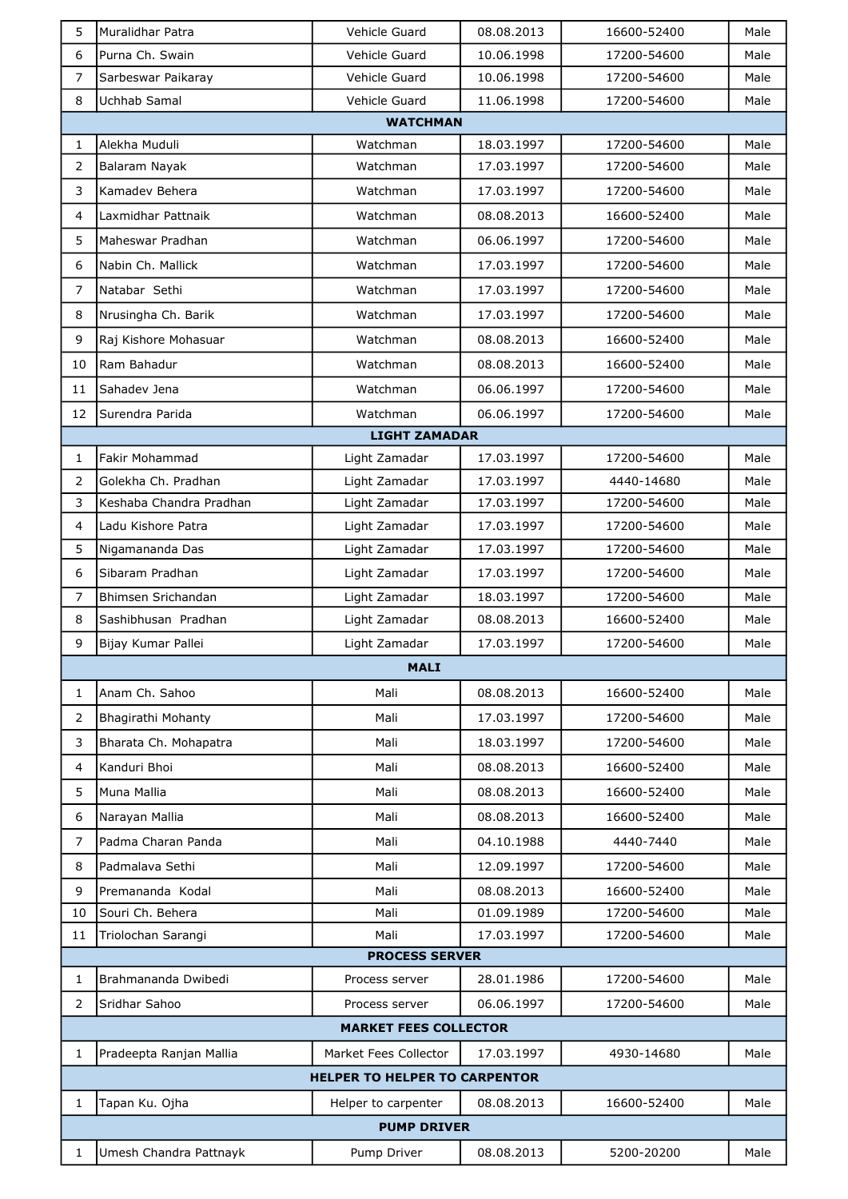| | | | | | |
|---|---|---|---|---|---|
| 5 | Muralidhar Patra | Vehicle Guard | 08.08.2013 | 16600-52400 | Male |
| 6 | Purna Ch. Swain | Vehicle Guard | 10.06.1998 | 17200-54600 | Male |
| 7 | Sarbeswar Paikaray | Vehicle Guard | 10.06.1998 | 17200-54600 | Male |
| 8 | Uchhab Samal | Vehicle Guard | 11.06.1998 | 17200-54600 | Male |
| **WATCHMAN** | | | | | |
| 1 | Alekha Muduli | Watchman | 18.03.1997 | 17200-54600 | Male |
| 2 | Balaram Nayak | Watchman | 17.03.1997 | 17200-54600 | Male |
| 3 | Kamadev Behera | Watchman | 17.03.1997 | 17200-54600 | Male |
| 4 | Laxmidhar Pattnaik | Watchman | 08.08.2013 | 16600-52400 | Male |
| 5 | Maheswar Pradhan | Watchman | 06.06.1997 | 17200-54600 | Male |
| 6 | Nabin Ch. Mallick | Watchman | 17.03.1997 | 17200-54600 | Male |
| 7 | Natabar Sethi | Watchman | 17.03.1997 | 17200-54600 | Male |
| 8 | Nrusingha Ch. Barik | Watchman | 17.03.1997 | 17200-54600 | Male |
| 9 | Raj Kishore Mohasuar | Watchman | 08.08.2013 | 16600-52400 | Male |
| 10 | Ram Bahadur | Watchman | 08.08.2013 | 16600-52400 | Male |
| 11 | Sahadev Jena | Watchman | 06.06.1997 | 17200-54600 | Male |
| 12 | Surendra Parida | Watchman | 06.06.1997 | 17200-54600 | Male |
| **LIGHT ZAMADAR** | | | | | |
| 1 | Fakir Mohammad | Light Zamadar | 17.03.1997 | 17200-54600 | Male |
| 2 | Golekha Ch. Pradhan | Light Zamadar | 17.03.1997 | 4440-14680 | Male |
| 3 | Keshaba Chandra Pradhan | Light Zamadar | 17.03.1997 | 17200-54600 | Male |
| 4 | Ladu Kishore Patra | Light Zamadar | 17.03.1997 | 17200-54600 | Male |
| 5 | Nigamananda Das | Light Zamadar | 17.03.1997 | 17200-54600 | Male |
| 6 | Sibaram Pradhan | Light Zamadar | 17.03.1997 | 17200-54600 | Male |
| 7 | Bhimsen Srichandan | Light Zamadar | 18.03.1997 | 17200-54600 | Male |
| 8 | Sashibhusan Pradhan | Light Zamadar | 08.08.2013 | 16600-52400 | Male |
| 9 | Bijay Kumar Pallei | Light Zamadar | 17.03.1997 | 17200-54600 | Male |
| **MALI** | | | | | |
| 1 | Anam Ch. Sahoo | Mali | 08.08.2013 | 16600-52400 | Male |
| 2 | Bhagirathi Mohanty | Mali | 17.03.1997 | 17200-54600 | Male |
| 3 | Bharata Ch. Mohapatra | Mali | 18.03.1997 | 17200-54600 | Male |
| 4 | Kanduri Bhoi | Mali | 08.08.2013 | 16600-52400 | Male |
| 5 | Muna Mallia | Mali | 08.08.2013 | 16600-52400 | Male |
| 6 | Narayan Mallia | Mali | 08.08.2013 | 16600-52400 | Male |
| 7 | Padma Charan Panda | Mali | 04.10.1988 | 4440-7440 | Male |
| 8 | Padmalava Sethi | Mali | 12.09.1997 | 17200-54600 | Male |
| 9 | Premananda Kodal | Mali | 08.08.2013 | 16600-52400 | Male |
| 10 | Souri Ch. Behera | Mali | 01.09.1989 | 17200-54600 | Male |
| 11 | Triolochan Sarangi | Mali | 17.03.1997 | 17200-54600 | Male |
| **PROCESS SERVER** | | | | | |
| 1 | Brahmananda Dwibedi | Process server | 28.01.1986 | 17200-54600 | Male |
| 2 | Sridhar Sahoo | Process server | 06.06.1997 | 17200-54600 | Male |
| **MARKET FEES COLLECTOR** | | | | | |
| 1 | Pradeepta Ranjan Mallia | Market Fees Collector | 17.03.1997 | 4930-14680 | Male |
| **HELPER TO HELPER TO CARPENTOR** | | | | | |
| 1 | Tapan Ku. Ojha | Helper to carpenter | 08.08.2013 | 16600-52400 | Male |
| **PUMP DRIVER** | | | | | |
| 1 | Umesh Chandra Pattnayk | Pump Driver | 08.08.2013 | 5200-20200 | Male |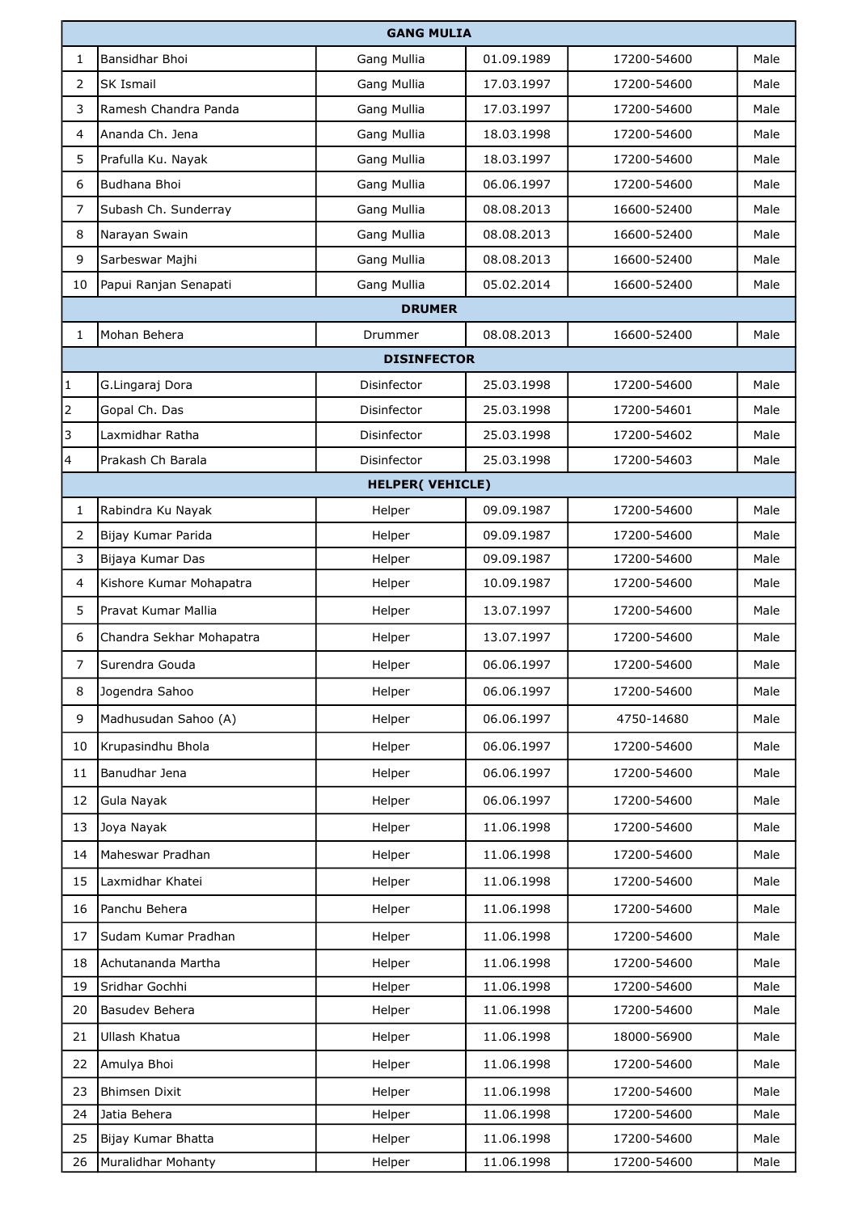| GANG MULIA | | | | | |
|---|---|---|---|---|---|
| 1 | Bansidhar Bhoi | Gang Mullia | 01.09.1989 | 17200-54600 | Male |
| 2 | SK Ismail | Gang Mullia | 17.03.1997 | 17200-54600 | Male |
| 3 | Ramesh Chandra Panda | Gang Mullia | 17.03.1997 | 17200-54600 | Male |
| 4 | Ananda Ch. Jena | Gang Mullia | 18.03.1998 | 17200-54600 | Male |
| 5 | Prafulla Ku. Nayak | Gang Mullia | 18.03.1997 | 17200-54600 | Male |
| 6 | Budhana Bhoi | Gang Mullia | 06.06.1997 | 17200-54600 | Male |
| 7 | Subash Ch. Sunderray | Gang Mullia | 08.08.2013 | 16600-52400 | Male |
| 8 | Narayan Swain | Gang Mullia | 08.08.2013 | 16600-52400 | Male |
| 9 | Sarbeswar Majhi | Gang Mullia | 08.08.2013 | 16600-52400 | Male |
| 10 | Papui Ranjan Senapati | Gang Mullia | 05.02.2014 | 16600-52400 | Male |
| DRUMER | | | | | |
| 1 | Mohan Behera | Drummer | 08.08.2013 | 16600-52400 | Male |
| DISINFECTOR | | | | | |
| 1 | G.Lingaraj Dora | Disinfector | 25.03.1998 | 17200-54600 | Male |
| 2 | Gopal Ch. Das | Disinfector | 25.03.1998 | 17200-54601 | Male |
| 3 | Laxmidhar Ratha | Disinfector | 25.03.1998 | 17200-54602 | Male |
| 4 | Prakash Ch Barala | Disinfector | 25.03.1998 | 17200-54603 | Male |
| HELPER( VEHICLE) | | | | | |
| 1 | Rabindra Ku Nayak | Helper | 09.09.1987 | 17200-54600 | Male |
| 2 | Bijay Kumar Parida | Helper | 09.09.1987 | 17200-54600 | Male |
| 3 | Bijaya Kumar Das | Helper | 09.09.1987 | 17200-54600 | Male |
| 4 | Kishore Kumar Mohapatra | Helper | 10.09.1987 | 17200-54600 | Male |
| 5 | Pravat Kumar Mallia | Helper | 13.07.1997 | 17200-54600 | Male |
| 6 | Chandra Sekhar Mohapatra | Helper | 13.07.1997 | 17200-54600 | Male |
| 7 | Surendra Gouda | Helper | 06.06.1997 | 17200-54600 | Male |
| 8 | Jogendra Sahoo | Helper | 06.06.1997 | 17200-54600 | Male |
| 9 | Madhusudan Sahoo (A) | Helper | 06.06.1997 | 4750-14680 | Male |
| 10 | Krupasindhu Bhola | Helper | 06.06.1997 | 17200-54600 | Male |
| 11 | Banudhar Jena | Helper | 06.06.1997 | 17200-54600 | Male |
| 12 | Gula Nayak | Helper | 06.06.1997 | 17200-54600 | Male |
| 13 | Joya Nayak | Helper | 11.06.1998 | 17200-54600 | Male |
| 14 | Maheswar Pradhan | Helper | 11.06.1998 | 17200-54600 | Male |
| 15 | Laxmidhar Khatei | Helper | 11.06.1998 | 17200-54600 | Male |
| 16 | Panchu Behera | Helper | 11.06.1998 | 17200-54600 | Male |
| 17 | Sudam Kumar Pradhan | Helper | 11.06.1998 | 17200-54600 | Male |
| 18 | Achutananda Martha | Helper | 11.06.1998 | 17200-54600 | Male |
| 19 | Sridhar Gochhi | Helper | 11.06.1998 | 17200-54600 | Male |
| 20 | Basudev Behera | Helper | 11.06.1998 | 17200-54600 | Male |
| 21 | Ullash Khatua | Helper | 11.06.1998 | 18000-56900 | Male |
| 22 | Amulya Bhoi | Helper | 11.06.1998 | 17200-54600 | Male |
| 23 | Bhimsen Dixit | Helper | 11.06.1998 | 17200-54600 | Male |
| 24 | Jatia Behera | Helper | 11.06.1998 | 17200-54600 | Male |
| 25 | Bijay Kumar Bhatta | Helper | 11.06.1998 | 17200-54600 | Male |
| 26 | Muralidhar Mohanty | Helper | 11.06.1998 | 17200-54600 | Male |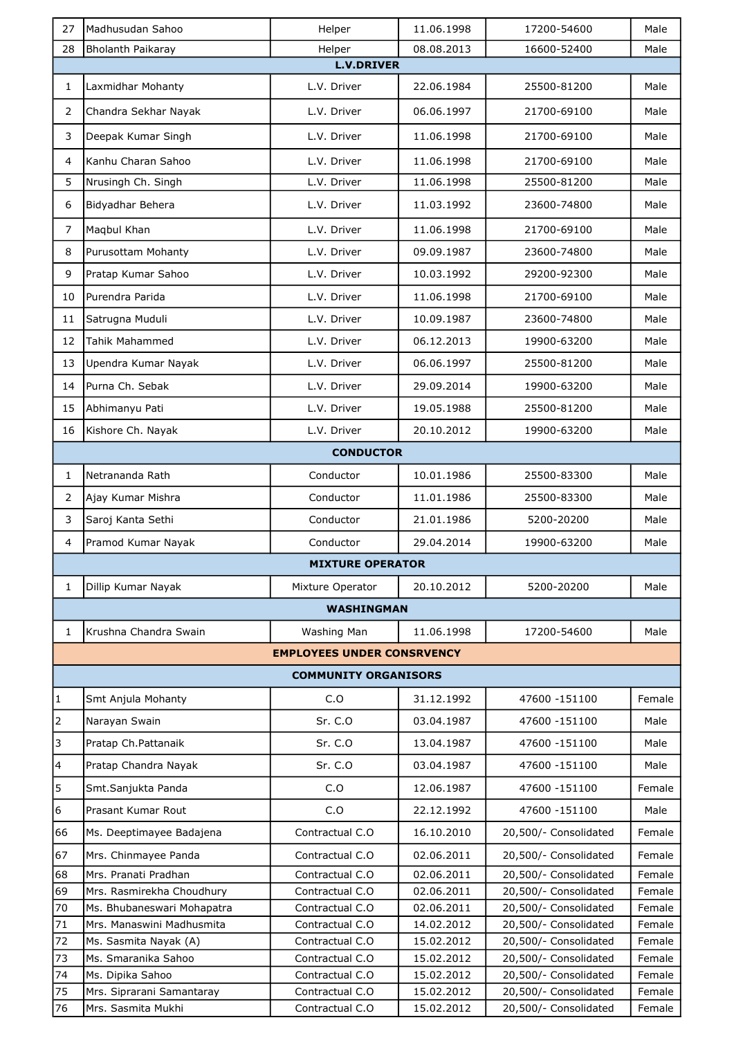| | | | | | |
|---|---|---|---|---|---|
| 27 | Madhusudan Sahoo | Helper | 11.06.1998 | 17200-54600 | Male |
| 28 | Bholanth Paikaray | Helper | 08.08.2013 | 16600-52400 | Male |
| **L.V.DRIVER** | | | | | |
| 1 | Laxmidhar Mohanty | L.V. Driver | 22.06.1984 | 25500-81200 | Male |
| 2 | Chandra Sekhar Nayak | L.V. Driver | 06.06.1997 | 21700-69100 | Male |
| 3 | Deepak Kumar Singh | L.V. Driver | 11.06.1998 | 21700-69100 | Male |
| 4 | Kanhu Charan Sahoo | L.V. Driver | 11.06.1998 | 21700-69100 | Male |
| 5 | Nrusingh Ch. Singh | L.V. Driver | 11.06.1998 | 25500-81200 | Male |
| 6 | Bidyadhar Behera | L.V. Driver | 11.03.1992 | 23600-74800 | Male |
| 7 | Maqbul Khan | L.V. Driver | 11.06.1998 | 21700-69100 | Male |
| 8 | Purusottam Mohanty | L.V. Driver | 09.09.1987 | 23600-74800 | Male |
| 9 | Pratap Kumar Sahoo | L.V. Driver | 10.03.1992 | 29200-92300 | Male |
| 10 | Purendra Parida | L.V. Driver | 11.06.1998 | 21700-69100 | Male |
| 11 | Satrugna Muduli | L.V. Driver | 10.09.1987 | 23600-74800 | Male |
| 12 | Tahik Mahammed | L.V. Driver | 06.12.2013 | 19900-63200 | Male |
| 13 | Upendra Kumar Nayak | L.V. Driver | 06.06.1997 | 25500-81200 | Male |
| 14 | Purna Ch. Sebak | L.V. Driver | 29.09.2014 | 19900-63200 | Male |
| 15 | Abhimanyu Pati | L.V. Driver | 19.05.1988 | 25500-81200 | Male |
| 16 | Kishore Ch. Nayak | L.V. Driver | 20.10.2012 | 19900-63200 | Male |
| **CONDUCTOR** | | | | | |
| 1 | Netrananda Rath | Conductor | 10.01.1986 | 25500-83300 | Male |
| 2 | Ajay Kumar Mishra | Conductor | 11.01.1986 | 25500-83300 | Male |
| 3 | Saroj Kanta Sethi | Conductor | 21.01.1986 | 5200-20200 | Male |
| 4 | Pramod Kumar Nayak | Conductor | 29.04.2014 | 19900-63200 | Male |
| **MIXTURE OPERATOR** | | | | | |
| 1 | Dillip Kumar Nayak | Mixture Operator | 20.10.2012 | 5200-20200 | Male |
| **WASHINGMAN** | | | | | |
| 1 | Krushna Chandra Swain | Washing Man | 11.06.1998 | 17200-54600 | Male |
| **EMPLOYEES UNDER CONSRVENCY** | | | | | |
| **COMMUNITY ORGANISORS** | | | | | |
| 1 | Smt Anjula Mohanty | C.O | 31.12.1992 | 47600 -151100 | Female |
| 2 | Narayan Swain | Sr. C.O | 03.04.1987 | 47600 -151100 | Male |
| 3 | Pratap Ch.Pattanaik | Sr. C.O | 13.04.1987 | 47600 -151100 | Male |
| 4 | Pratap Chandra Nayak | Sr. C.O | 03.04.1987 | 47600 -151100 | Male |
| 5 | Smt.Sanjukta Panda | C.O | 12.06.1987 | 47600 -151100 | Female |
| 6 | Prasant Kumar Rout | C.O | 22.12.1992 | 47600 -151100 | Male |
| 66 | Ms. Deeptimayee Badajena | Contractual C.O | 16.10.2010 | 20,500/- Consolidated | Female |
| 67 | Mrs. Chinmayee Panda | Contractual C.O | 02.06.2011 | 20,500/- Consolidated | Female |
| 68 | Mrs. Pranati Pradhan | Contractual C.O | 02.06.2011 | 20,500/- Consolidated | Female |
| 69 | Mrs. Rasmirekha Choudhury | Contractual C.O | 02.06.2011 | 20,500/- Consolidated | Female |
| 70 | Ms. Bhubaneswari Mohapatra | Contractual C.O | 02.06.2011 | 20,500/- Consolidated | Female |
| 71 | Mrs. Manaswini Madhusmita | Contractual C.O | 14.02.2012 | 20,500/- Consolidated | Female |
| 72 | Ms. Sasmita Nayak (A) | Contractual C.O | 15.02.2012 | 20,500/- Consolidated | Female |
| 73 | Ms. Smaranika Sahoo | Contractual C.O | 15.02.2012 | 20,500/- Consolidated | Female |
| 74 | Ms. Dipika Sahoo | Contractual C.O | 15.02.2012 | 20,500/- Consolidated | Female |
| 75 | Mrs. Siprarani Samantaray | Contractual C.O | 15.02.2012 | 20,500/- Consolidated | Female |
| 76 | Mrs. Sasmita Mukhi | Contractual C.O | 15.02.2012 | 20,500/- Consolidated | Female |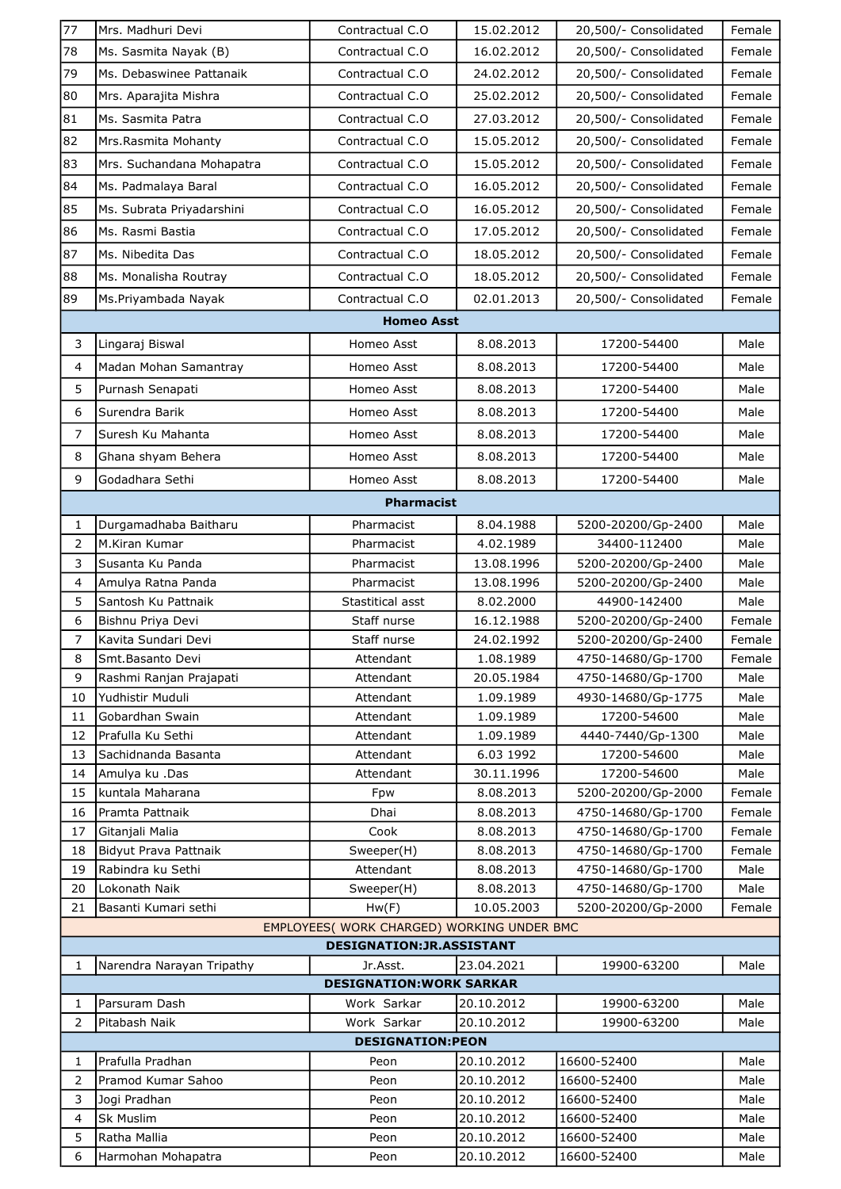| | | | | | |
|---|---|---|---|---|---|
| 77 | Mrs. Madhuri Devi | Contractual C.O | 15.02.2012 | 20,500/- Consolidated | Female |
| 78 | Ms. Sasmita Nayak (B) | Contractual C.O | 16.02.2012 | 20,500/- Consolidated | Female |
| 79 | Ms. Debaswinee Pattanaik | Contractual C.O | 24.02.2012 | 20,500/- Consolidated | Female |
| 80 | Mrs. Aparajita Mishra | Contractual C.O | 25.02.2012 | 20,500/- Consolidated | Female |
| 81 | Ms. Sasmita Patra | Contractual C.O | 27.03.2012 | 20,500/- Consolidated | Female |
| 82 | Mrs.Rasmita Mohanty | Contractual C.O | 15.05.2012 | 20,500/- Consolidated | Female |
| 83 | Mrs. Suchandana Mohapatra | Contractual C.O | 15.05.2012 | 20,500/- Consolidated | Female |
| 84 | Ms. Padmalaya Baral | Contractual C.O | 16.05.2012 | 20,500/- Consolidated | Female |
| 85 | Ms. Subrata Priyadarshini | Contractual C.O | 16.05.2012 | 20,500/- Consolidated | Female |
| 86 | Ms. Rasmi Bastia | Contractual C.O | 17.05.2012 | 20,500/- Consolidated | Female |
| 87 | Ms. Nibedita Das | Contractual C.O | 18.05.2012 | 20,500/- Consolidated | Female |
| 88 | Ms. Monalisha Routray | Contractual C.O | 18.05.2012 | 20,500/- Consolidated | Female |
| 89 | Ms.Priyambada Nayak | Contractual C.O | 02.01.2013 | 20,500/- Consolidated | Female |
| **Homeo Asst** | | | | | |
| 3 | Lingaraj Biswal | Homeo Asst | 8.08.2013 | 17200-54400 | Male |
| 4 | Madan Mohan Samantray | Homeo Asst | 8.08.2013 | 17200-54400 | Male |
| 5 | Purnash Senapati | Homeo Asst | 8.08.2013 | 17200-54400 | Male |
| 6 | Surendra Barik | Homeo Asst | 8.08.2013 | 17200-54400 | Male |
| 7 | Suresh Ku Mahanta | Homeo Asst | 8.08.2013 | 17200-54400 | Male |
| 8 | Ghana shyam Behera | Homeo Asst | 8.08.2013 | 17200-54400 | Male |
| 9 | Godadhara Sethi | Homeo Asst | 8.08.2013 | 17200-54400 | Male |
| **Pharmacist** | | | | | |
| 1 | Durgamadhaba Baitharu | Pharmacist | 8.04.1988 | 5200-20200/Gp-2400 | Male |
| 2 | M.Kiran Kumar | Pharmacist | 4.02.1989 | 34400-112400 | Male |
| 3 | Susanta Ku Panda | Pharmacist | 13.08.1996 | 5200-20200/Gp-2400 | Male |
| 4 | Amulya Ratna Panda | Pharmacist | 13.08.1996 | 5200-20200/Gp-2400 | Male |
| 5 | Santosh Ku Pattnaik | Stastitical asst | 8.02.2000 | 44900-142400 | Male |
| 6 | Bishnu Priya Devi | Staff nurse | 16.12.1988 | 5200-20200/Gp-2400 | Female |
| 7 | Kavita Sundari Devi | Staff nurse | 24.02.1992 | 5200-20200/Gp-2400 | Female |
| 8 | Smt.Basanto Devi | Attendant | 1.08.1989 | 4750-14680/Gp-1700 | Female |
| 9 | Rashmi Ranjan Prajapati | Attendant | 20.05.1984 | 4750-14680/Gp-1700 | Male |
| 10 | Yudhistir Muduli | Attendant | 1.09.1989 | 4930-14680/Gp-1775 | Male |
| 11 | Gobardhan Swain | Attendant | 1.09.1989 | 17200-54600 | Male |
| 12 | Prafulla Ku Sethi | Attendant | 1.09.1989 | 4440-7440/Gp-1300 | Male |
| 13 | Sachidnanda Basanta | Attendant | 6.03 1992 | 17200-54600 | Male |
| 14 | Amulya ku .Das | Attendant | 30.11.1996 | 17200-54600 | Male |
| 15 | kuntala Maharana | Fpw | 8.08.2013 | 5200-20200/Gp-2000 | Female |
| 16 | Pramta Pattnaik | Dhai | 8.08.2013 | 4750-14680/Gp-1700 | Female |
| 17 | Gitanjali Malia | Cook | 8.08.2013 | 4750-14680/Gp-1700 | Female |
| 18 | Bidyut Prava Pattnaik | Sweeper(H) | 8.08.2013 | 4750-14680/Gp-1700 | Female |
| 19 | Rabindra ku Sethi | Attendant | 8.08.2013 | 4750-14680/Gp-1700 | Male |
| 20 | Lokonath Naik | Sweeper(H) | 8.08.2013 | 4750-14680/Gp-1700 | Male |
| 21 | Basanti Kumari sethi | Hw(F) | 10.05.2003 | 5200-20200/Gp-2000 | Female |
| EMPLOYEES( WORK CHARGED) WORKING UNDER BMC | | | | | |
| **DESIGNATION:JR.ASSISTANT** | | | | | |
| 1 | Narendra Narayan Tripathy | Jr.Asst. | 23.04.2021 | 19900-63200 | Male |
| **DESIGNATION:WORK SARKAR** | | | | | |
| 1 | Parsuram Dash | Work Sarkar | 20.10.2012 | 19900-63200 | Male |
| 2 | Pitabash Naik | Work Sarkar | 20.10.2012 | 19900-63200 | Male |
| **DESIGNATION:PEON** | | | | | |
| 1 | Prafulla Pradhan | Peon | 20.10.2012 | 16600-52400 | Male |
| 2 | Pramod Kumar Sahoo | Peon | 20.10.2012 | 16600-52400 | Male |
| 3 | Jogi Pradhan | Peon | 20.10.2012 | 16600-52400 | Male |
| 4 | Sk Muslim | Peon | 20.10.2012 | 16600-52400 | Male |
| 5 | Ratha Mallia | Peon | 20.10.2012 | 16600-52400 | Male |
| 6 | Harmohan Mohapatra | Peon | 20.10.2012 | 16600-52400 | Male |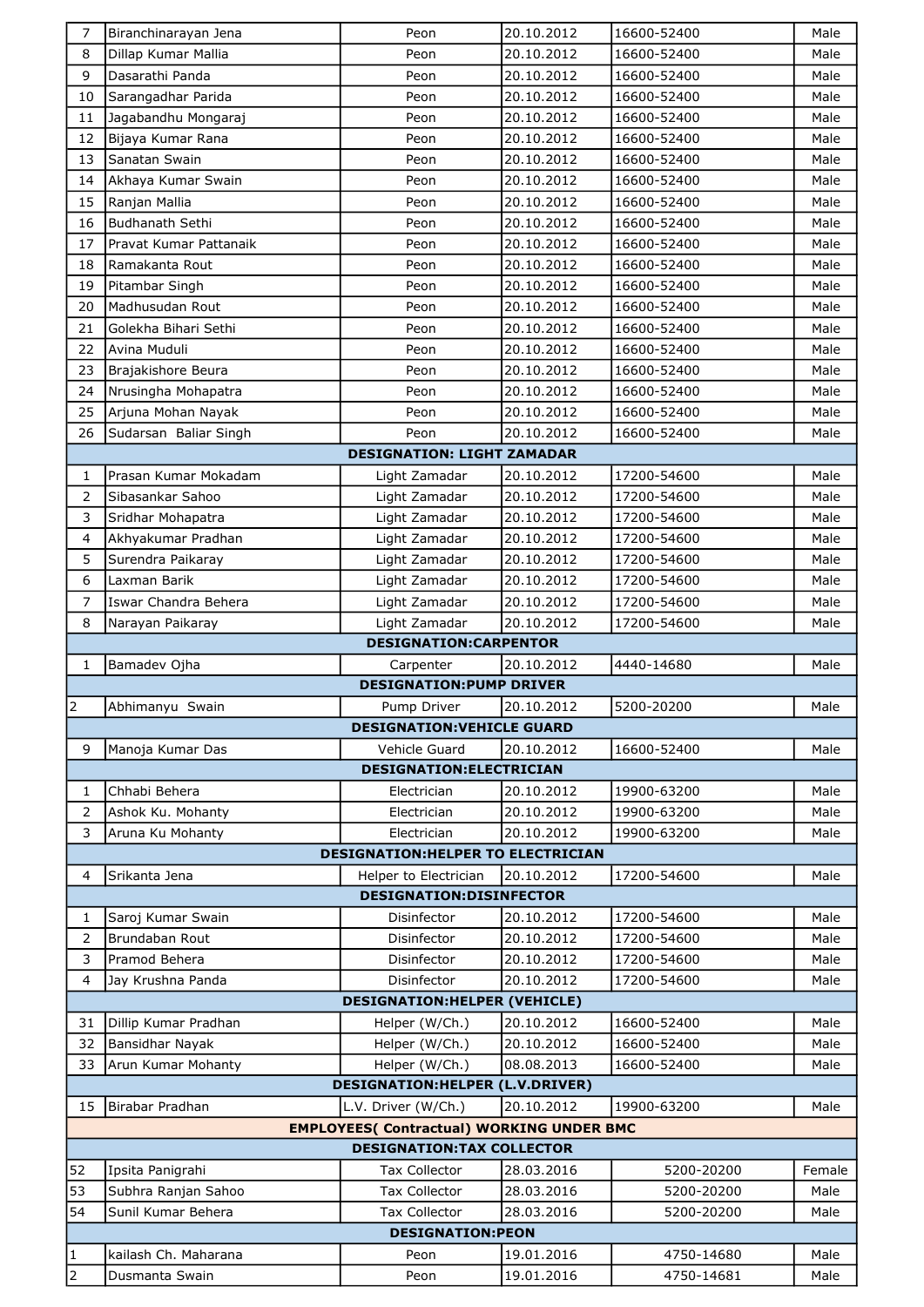| | | | | | |
|---|---|---|---|---|---|
| 7 | Biranchinarayan Jena | Peon | 20.10.2012 | 16600-52400 | Male |
| 8 | Dillap Kumar Mallia | Peon | 20.10.2012 | 16600-52400 | Male |
| 9 | Dasarathi Panda | Peon | 20.10.2012 | 16600-52400 | Male |
| 10 | Sarangadhar Parida | Peon | 20.10.2012 | 16600-52400 | Male |
| 11 | Jagabandhu Mongaraj | Peon | 20.10.2012 | 16600-52400 | Male |
| 12 | Bijaya Kumar Rana | Peon | 20.10.2012 | 16600-52400 | Male |
| 13 | Sanatan Swain | Peon | 20.10.2012 | 16600-52400 | Male |
| 14 | Akhaya Kumar Swain | Peon | 20.10.2012 | 16600-52400 | Male |
| 15 | Ranjan Mallia | Peon | 20.10.2012 | 16600-52400 | Male |
| 16 | Budhanath Sethi | Peon | 20.10.2012 | 16600-52400 | Male |
| 17 | Pravat Kumar Pattanaik | Peon | 20.10.2012 | 16600-52400 | Male |
| 18 | Ramakanta Rout | Peon | 20.10.2012 | 16600-52400 | Male |
| 19 | Pitambar Singh | Peon | 20.10.2012 | 16600-52400 | Male |
| 20 | Madhusudan Rout | Peon | 20.10.2012 | 16600-52400 | Male |
| 21 | Golekha Bihari Sethi | Peon | 20.10.2012 | 16600-52400 | Male |
| 22 | Avina Muduli | Peon | 20.10.2012 | 16600-52400 | Male |
| 23 | Brajakishore Beura | Peon | 20.10.2012 | 16600-52400 | Male |
| 24 | Nrusingha Mohapatra | Peon | 20.10.2012 | 16600-52400 | Male |
| 25 | Arjuna Mohan Nayak | Peon | 20.10.2012 | 16600-52400 | Male |
| 26 | Sudarsan Baliar Singh | Peon | 20.10.2012 | 16600-52400 | Male |
| **DESIGNATION: LIGHT ZAMADAR** | | | | | |
| 1 | Prasan Kumar Mokadam | Light Zamadar | 20.10.2012 | 17200-54600 | Male |
| 2 | Sibasankar Sahoo | Light Zamadar | 20.10.2012 | 17200-54600 | Male |
| 3 | Sridhar Mohapatra | Light Zamadar | 20.10.2012 | 17200-54600 | Male |
| 4 | Akhyakumar Pradhan | Light Zamadar | 20.10.2012 | 17200-54600 | Male |
| 5 | Surendra Paikaray | Light Zamadar | 20.10.2012 | 17200-54600 | Male |
| 6 | Laxman Barik | Light Zamadar | 20.10.2012 | 17200-54600 | Male |
| 7 | Iswar Chandra Behera | Light Zamadar | 20.10.2012 | 17200-54600 | Male |
| 8 | Narayan Paikaray | Light Zamadar | 20.10.2012 | 17200-54600 | Male |
| **DESIGNATION:CARPENTOR** | | | | | |
| 1 | Bamadev Ojha | Carpenter | 20.10.2012 | 4440-14680 | Male |
| **DESIGNATION:PUMP DRIVER** | | | | | |
| 2 | Abhimanyu Swain | Pump Driver | 20.10.2012 | 5200-20200 | Male |
| **DESIGNATION:VEHICLE GUARD** | | | | | |
| 9 | Manoja Kumar Das | Vehicle Guard | 20.10.2012 | 16600-52400 | Male |
| **DESIGNATION:ELECTRICIAN** | | | | | |
| 1 | Chhabi Behera | Electrician | 20.10.2012 | 19900-63200 | Male |
| 2 | Ashok Ku. Mohanty | Electrician | 20.10.2012 | 19900-63200 | Male |
| 3 | Aruna Ku Mohanty | Electrician | 20.10.2012 | 19900-63200 | Male |
| **DESIGNATION:HELPER TO ELECTRICIAN** | | | | | |
| 4 | Srikanta Jena | Helper to Electrician | 20.10.2012 | 17200-54600 | Male |
| **DESIGNATION:DISINFECTOR** | | | | | |
| 1 | Saroj Kumar Swain | Disinfector | 20.10.2012 | 17200-54600 | Male |
| 2 | Brundaban Rout | Disinfector | 20.10.2012 | 17200-54600 | Male |
| 3 | Pramod Behera | Disinfector | 20.10.2012 | 17200-54600 | Male |
| 4 | Jay Krushna Panda | Disinfector | 20.10.2012 | 17200-54600 | Male |
| **DESIGNATION:HELPER (VEHICLE)** | | | | | |
| 31 | Dillip Kumar Pradhan | Helper (W/Ch.) | 20.10.2012 | 16600-52400 | Male |
| 32 | Bansidhar Nayak | Helper (W/Ch.) | 20.10.2012 | 16600-52400 | Male |
| 33 | Arun Kumar Mohanty | Helper (W/Ch.) | 08.08.2013 | 16600-52400 | Male |
| **DESIGNATION:HELPER (L.V.DRIVER)** | | | | | |
| 15 | Birabar Pradhan | L.V. Driver (W/Ch.) | 20.10.2012 | 19900-63200 | Male |
| **EMPLOYEES( Contractual) WORKING UNDER BMC** | | | | | |
| **DESIGNATION:TAX COLLECTOR** | | | | | |
| 52 | Ipsita Panigrahi | Tax Collector | 28.03.2016 | 5200-20200 | Female |
| 53 | Subhra Ranjan Sahoo | Tax Collector | 28.03.2016 | 5200-20200 | Male |
| 54 | Sunil Kumar Behera | Tax Collector | 28.03.2016 | 5200-20200 | Male |
| **DESIGNATION:PEON** | | | | | |
| 1 | kailash Ch. Maharana | Peon | 19.01.2016 | 4750-14680 | Male |
| 2 | Dusmanta Swain | Peon | 19.01.2016 | 4750-14681 | Male |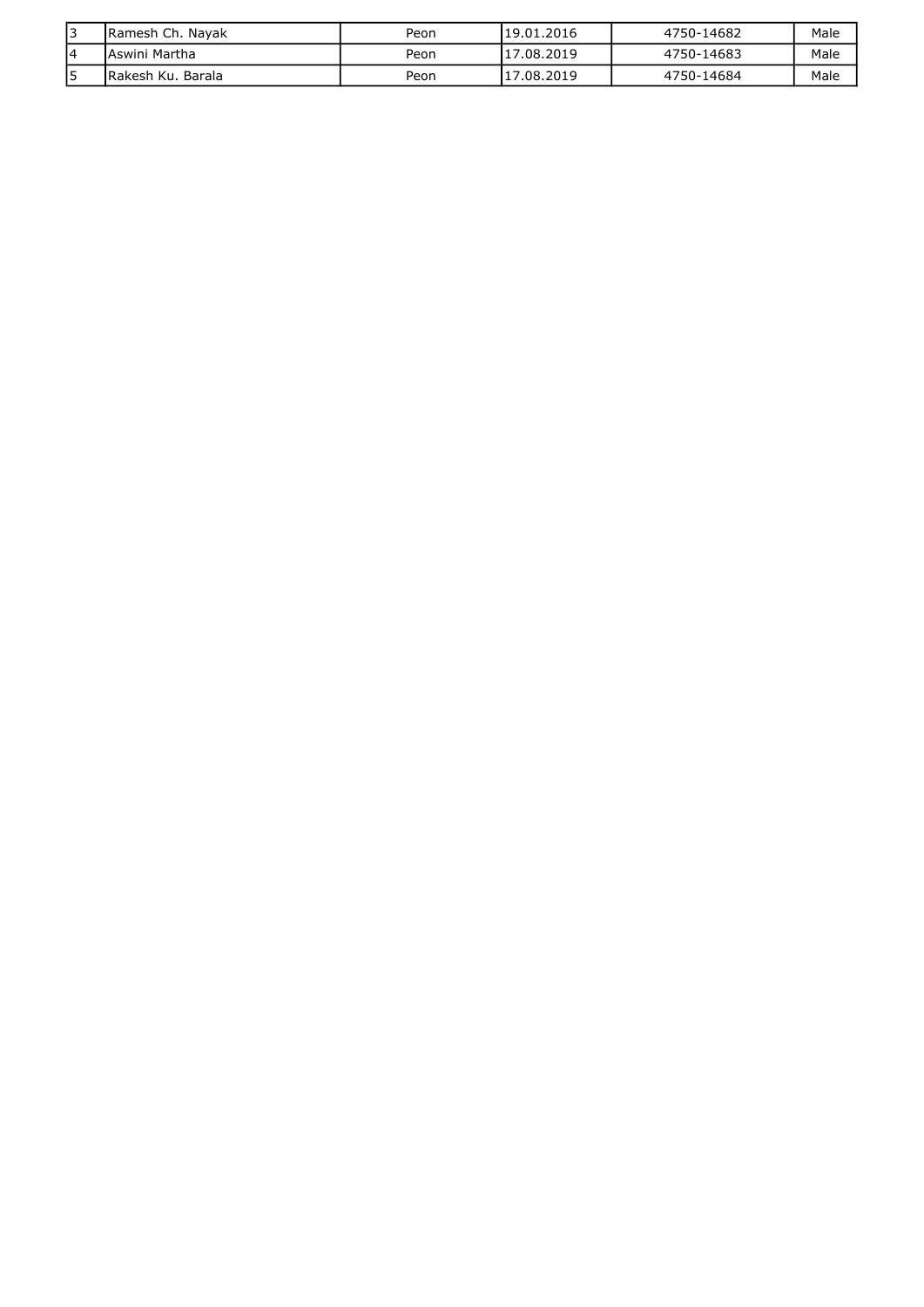| | | | | | |
|---|---|---|---|---|---|
| 3 | Ramesh Ch. Nayak | Peon | 19.01.2016 | 4750-14682 | Male |
| 4 | Aswini Martha | Peon | 17.08.2019 | 4750-14683 | Male |
| 5 | Rakesh Ku. Barala | Peon | 17.08.2019 | 4750-14684 | Male |